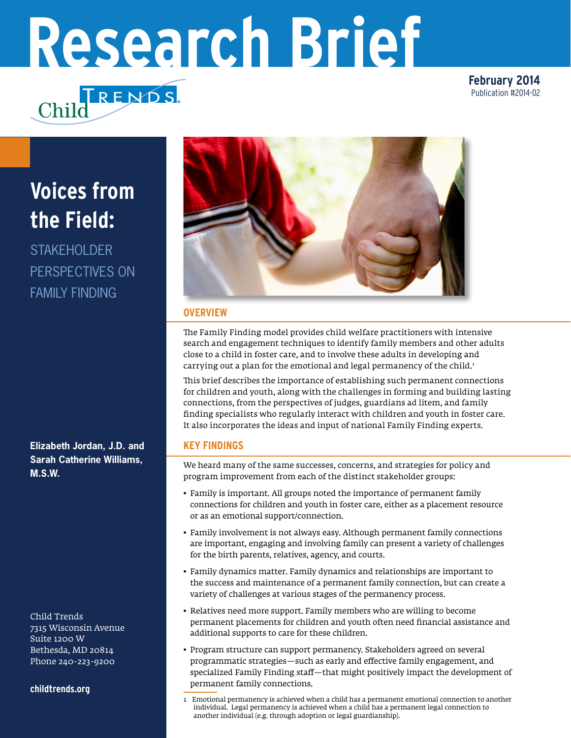# Research Brief

Child Trends

February 2014
Publication #2014-02

# Voices from the Field:

## STAKEHOLDER PERSPECTIVES ON FAMILY FINDING

**Elizabeth Jordan, J.D. and Sarah Catherine Williams, M.S.W.**

Child Trends
7315 Wisconsin Avenue
Suite 1200 W
Bethesda, MD 20814
Phone 240-223-9200

**childtrends.org**

## OVERVIEW

The Family Finding model provides child welfare practitioners with intensive search and engagement techniques to identify family members and other adults close to a child in foster care, and to involve these adults in developing and carrying out a plan for the emotional and legal permanency of the child.[1]

This brief describes the importance of establishing such permanent connections for children and youth, along with the challenges in forming and building lasting connections, from the perspectives of judges, guardians ad litem, and family finding specialists who regularly interact with children and youth in foster care. It also incorporates the ideas and input of national Family Finding experts.

## KEY FINDINGS

We heard many of the same successes, concerns, and strategies for policy and program improvement from each of the distinct stakeholder groups:

- Family is important. All groups noted the importance of permanent family connections for children and youth in foster care, either as a placement resource or as an emotional support/connection.
- Family involvement is not always easy. Although permanent family connections are important, engaging and involving family can present a variety of challenges for the birth parents, relatives, agency, and courts.
- Family dynamics matter. Family dynamics and relationships are important to the success and maintenance of a permanent family connection, but can create a variety of challenges at various stages of the permanency process.
- Relatives need more support. Family members who are willing to become permanent placements for children and youth often need financial assistance and additional supports to care for these children.
- Program structure can support permanency. Stakeholders agreed on several programmatic strategies—such as early and effective family engagement, and specialized Family Finding staff—that might positively impact the development of permanent family connections.

1 Emotional permanency is achieved when a child has a permanent emotional connection to another individual. Legal permanency is achieved when a child has a permanent legal connection to another individual (e.g. through adoption or legal guardianship).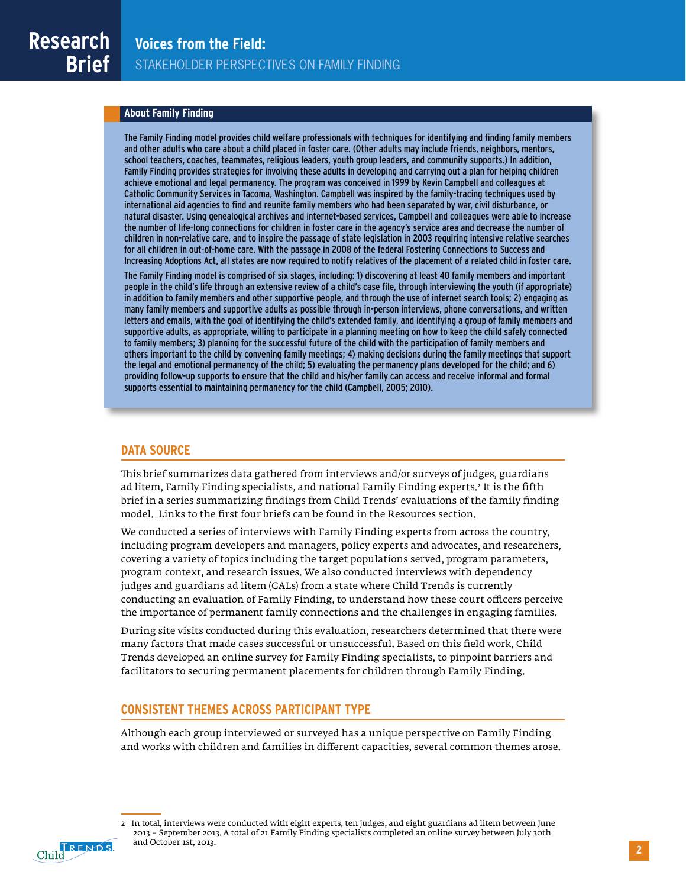### About Family Finding

The Family Finding model provides child welfare professionals with techniques for identifying and finding family members and other adults who care about a child placed in foster care. (Other adults may include friends, neighbors, mentors, school teachers, coaches, teammates, religious leaders, youth group leaders, and community supports.) In addition, Family Finding provides strategies for involving these adults in developing and carrying out a plan for helping children achieve emotional and legal permanency. The program was conceived in 1999 by Kevin Campbell and colleagues at Catholic Community Services in Tacoma, Washington. Campbell was inspired by the family-tracing techniques used by international aid agencies to find and reunite family members who had been separated by war, civil disturbance, or natural disaster. Using genealogical archives and internet-based services, Campbell and colleagues were able to increase the number of life-long connections for children in foster care in the agency's service area and decrease the number of children in non-relative care, and to inspire the passage of state legislation in 2003 requiring intensive relative searches for all children in out-of-home care. With the passage in 2008 of the federal Fostering Connections to Success and Increasing Adoptions Act, all states are now required to notify relatives of the placement of a related child in foster care.

The Family Finding model is comprised of six stages, including: 1) discovering at least 40 family members and important people in the child's life through an extensive review of a child's case file, through interviewing the youth (if appropriate) in addition to family members and other supportive people, and through the use of internet search tools; 2) engaging as many family members and supportive adults as possible through in-person interviews, phone conversations, and written letters and emails, with the goal of identifying the child's extended family, and identifying a group of family members and supportive adults, as appropriate, willing to participate in a planning meeting on how to keep the child safely connected to family members; 3) planning for the successful future of the child with the participation of family members and others important to the child by convening family meetings; 4) making decisions during the family meetings that support the legal and emotional permanency of the child; 5) evaluating the permanency plans developed for the child; and 6) providing follow-up supports to ensure that the child and his/her family can access and receive informal and formal supports essential to maintaining permanency for the child (Campbell, 2005; 2010).

## DATA SOURCE

This brief summarizes data gathered from interviews and/or surveys of judges, guardians ad litem, Family Finding specialists, and national Family Finding experts.[2] It is the fifth brief in a series summarizing findings from Child Trends' evaluations of the family finding model. Links to the first four briefs can be found in the Resources section.

We conducted a series of interviews with Family Finding experts from across the country, including program developers and managers, policy experts and advocates, and researchers, covering a variety of topics including the target populations served, program parameters, program context, and research issues. We also conducted interviews with dependency judges and guardians ad litem (GALs) from a state where Child Trends is currently conducting an evaluation of Family Finding, to understand how these court officers perceive the importance of permanent family connections and the challenges in engaging families.

During site visits conducted during this evaluation, researchers determined that there were many factors that made cases successful or unsuccessful. Based on this field work, Child Trends developed an online survey for Family Finding specialists, to pinpoint barriers and facilitators to securing permanent placements for children through Family Finding.

## CONSISTENT THEMES ACROSS PARTICIPANT TYPE

Although each group interviewed or surveyed has a unique perspective on Family Finding and works with children and families in different capacities, several common themes arose.

---

2 In total, interviews were conducted with eight experts, ten judges, and eight guardians ad litem between June 2013 – September 2013. A total of 21 Family Finding specialists completed an online survey between July 30th and October 1st, 2013.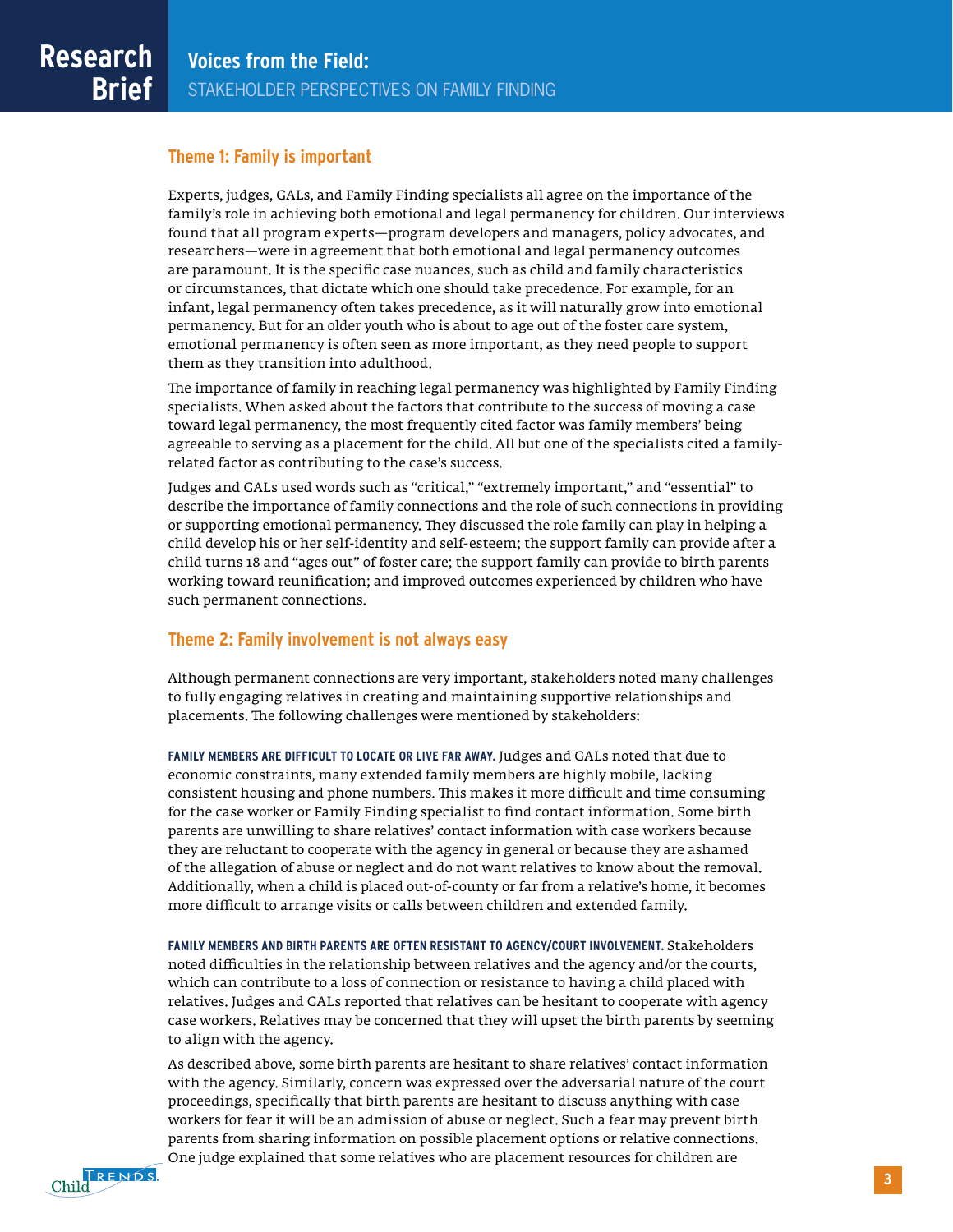## Theme 1: Family is important

Experts, judges, GALs, and Family Finding specialists all agree on the importance of the family's role in achieving both emotional and legal permanency for children. Our interviews found that all program experts—program developers and managers, policy advocates, and researchers—were in agreement that both emotional and legal permanency outcomes are paramount. It is the specific case nuances, such as child and family characteristics or circumstances, that dictate which one should take precedence. For example, for an infant, legal permanency often takes precedence, as it will naturally grow into emotional permanency. But for an older youth who is about to age out of the foster care system, emotional permanency is often seen as more important, as they need people to support them as they transition into adulthood.

The importance of family in reaching legal permanency was highlighted by Family Finding specialists. When asked about the factors that contribute to the success of moving a case toward legal permanency, the most frequently cited factor was family members' being agreeable to serving as a placement for the child. All but one of the specialists cited a family-related factor as contributing to the case's success.

Judges and GALs used words such as "critical," "extremely important," and "essential" to describe the importance of family connections and the role of such connections in providing or supporting emotional permanency. They discussed the role family can play in helping a child develop his or her self-identity and self-esteem; the support family can provide after a child turns 18 and "ages out" of foster care; the support family can provide to birth parents working toward reunification; and improved outcomes experienced by children who have such permanent connections.

## Theme 2: Family involvement is not always easy

Although permanent connections are very important, stakeholders noted many challenges to fully engaging relatives in creating and maintaining supportive relationships and placements. The following challenges were mentioned by stakeholders:

**FAMILY MEMBERS ARE DIFFICULT TO LOCATE OR LIVE FAR AWAY.** Judges and GALs noted that due to economic constraints, many extended family members are highly mobile, lacking consistent housing and phone numbers. This makes it more difficult and time consuming for the case worker or Family Finding specialist to find contact information. Some birth parents are unwilling to share relatives' contact information with case workers because they are reluctant to cooperate with the agency in general or because they are ashamed of the allegation of abuse or neglect and do not want relatives to know about the removal. Additionally, when a child is placed out-of-county or far from a relative's home, it becomes more difficult to arrange visits or calls between children and extended family.

**FAMILY MEMBERS AND BIRTH PARENTS ARE OFTEN RESISTANT TO AGENCY/COURT INVOLVEMENT.** Stakeholders noted difficulties in the relationship between relatives and the agency and/or the courts, which can contribute to a loss of connection or resistance to having a child placed with relatives. Judges and GALs reported that relatives can be hesitant to cooperate with agency case workers. Relatives may be concerned that they will upset the birth parents by seeming to align with the agency.

As described above, some birth parents are hesitant to share relatives' contact information with the agency. Similarly, concern was expressed over the adversarial nature of the court proceedings, specifically that birth parents are hesitant to discuss anything with case workers for fear it will be an admission of abuse or neglect. Such a fear may prevent birth parents from sharing information on possible placement options or relative connections. One judge explained that some relatives who are placement resources for children are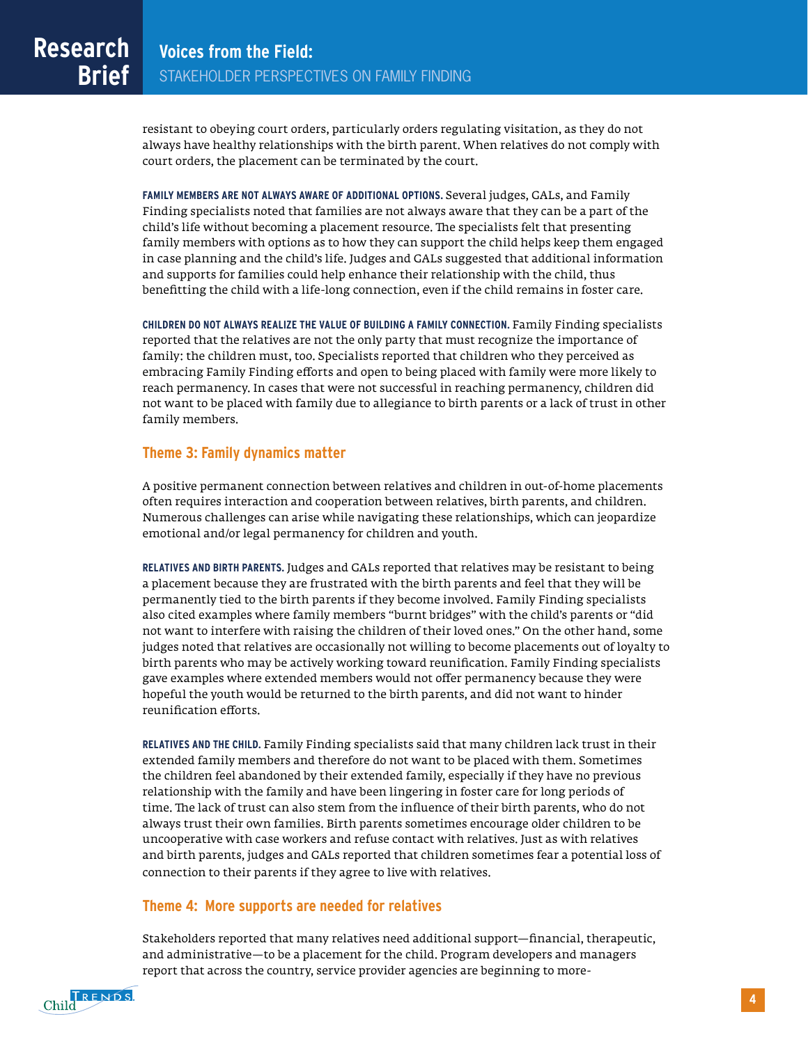resistant to obeying court orders, particularly orders regulating visitation, as they do not always have healthy relationships with the birth parent. When relatives do not comply with court orders, the placement can be terminated by the court.

**FAMILY MEMBERS ARE NOT ALWAYS AWARE OF ADDITIONAL OPTIONS.** Several judges, GALs, and Family Finding specialists noted that families are not always aware that they can be a part of the child's life without becoming a placement resource. The specialists felt that presenting family members with options as to how they can support the child helps keep them engaged in case planning and the child's life. Judges and GALs suggested that additional information and supports for families could help enhance their relationship with the child, thus benefitting the child with a life-long connection, even if the child remains in foster care.

**CHILDREN DO NOT ALWAYS REALIZE THE VALUE OF BUILDING A FAMILY CONNECTION.** Family Finding specialists reported that the relatives are not the only party that must recognize the importance of family: the children must, too. Specialists reported that children who they perceived as embracing Family Finding efforts and open to being placed with family were more likely to reach permanency. In cases that were not successful in reaching permanency, children did not want to be placed with family due to allegiance to birth parents or a lack of trust in other family members.

## Theme 3: Family dynamics matter

A positive permanent connection between relatives and children in out-of-home placements often requires interaction and cooperation between relatives, birth parents, and children. Numerous challenges can arise while navigating these relationships, which can jeopardize emotional and/or legal permanency for children and youth.

**RELATIVES AND BIRTH PARENTS.** Judges and GALs reported that relatives may be resistant to being a placement because they are frustrated with the birth parents and feel that they will be permanently tied to the birth parents if they become involved. Family Finding specialists also cited examples where family members "burnt bridges" with the child's parents or "did not want to interfere with raising the children of their loved ones." On the other hand, some judges noted that relatives are occasionally not willing to become placements out of loyalty to birth parents who may be actively working toward reunification. Family Finding specialists gave examples where extended members would not offer permanency because they were hopeful the youth would be returned to the birth parents, and did not want to hinder reunification efforts.

**RELATIVES AND THE CHILD.** Family Finding specialists said that many children lack trust in their extended family members and therefore do not want to be placed with them. Sometimes the children feel abandoned by their extended family, especially if they have no previous relationship with the family and have been lingering in foster care for long periods of time. The lack of trust can also stem from the influence of their birth parents, who do not always trust their own families. Birth parents sometimes encourage older children to be uncooperative with case workers and refuse contact with relatives. Just as with relatives and birth parents, judges and GALs reported that children sometimes fear a potential loss of connection to their parents if they agree to live with relatives.

## Theme 4: More supports are needed for relatives

Stakeholders reported that many relatives need additional support—financial, therapeutic, and administrative—to be a placement for the child. Program developers and managers report that across the country, service provider agencies are beginning to more-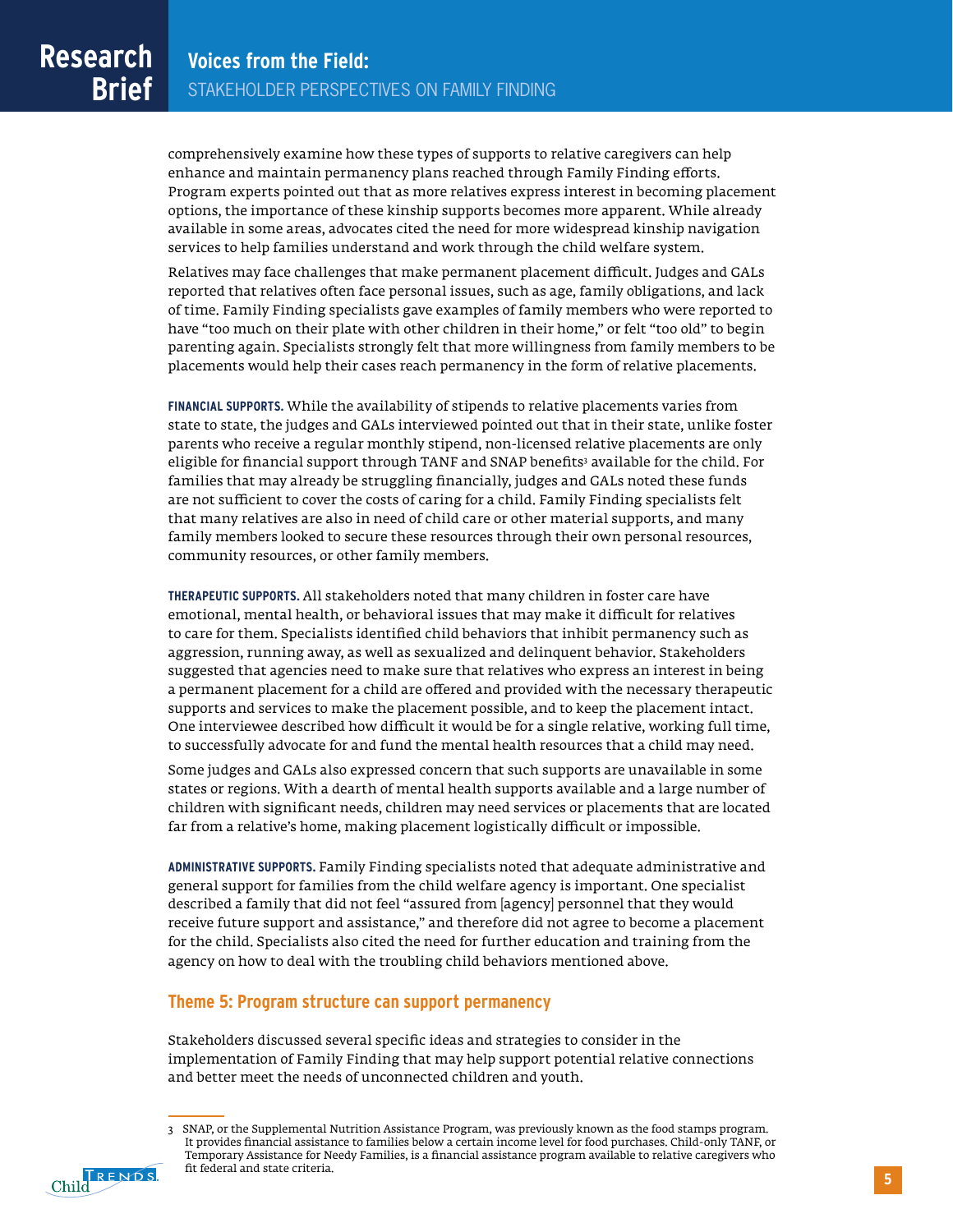comprehensively examine how these types of supports to relative caregivers can help enhance and maintain permanency plans reached through Family Finding efforts. Program experts pointed out that as more relatives express interest in becoming placement options, the importance of these kinship supports becomes more apparent. While already available in some areas, advocates cited the need for more widespread kinship navigation services to help families understand and work through the child welfare system.

Relatives may face challenges that make permanent placement difficult. Judges and GALs reported that relatives often face personal issues, such as age, family obligations, and lack of time. Family Finding specialists gave examples of family members who were reported to have "too much on their plate with other children in their home," or felt "too old" to begin parenting again. Specialists strongly felt that more willingness from family members to be placements would help their cases reach permanency in the form of relative placements.

**FINANCIAL SUPPORTS.** While the availability of stipends to relative placements varies from state to state, the judges and GALs interviewed pointed out that in their state, unlike foster parents who receive a regular monthly stipend, non-licensed relative placements are only eligible for financial support through TANF and SNAP benefits[3] available for the child. For families that may already be struggling financially, judges and GALs noted these funds are not sufficient to cover the costs of caring for a child. Family Finding specialists felt that many relatives are also in need of child care or other material supports, and many family members looked to secure these resources through their own personal resources, community resources, or other family members.

**THERAPEUTIC SUPPORTS.** All stakeholders noted that many children in foster care have emotional, mental health, or behavioral issues that may make it difficult for relatives to care for them. Specialists identified child behaviors that inhibit permanency such as aggression, running away, as well as sexualized and delinquent behavior. Stakeholders suggested that agencies need to make sure that relatives who express an interest in being a permanent placement for a child are offered and provided with the necessary therapeutic supports and services to make the placement possible, and to keep the placement intact. One interviewee described how difficult it would be for a single relative, working full time, to successfully advocate for and fund the mental health resources that a child may need.

Some judges and GALs also expressed concern that such supports are unavailable in some states or regions. With a dearth of mental health supports available and a large number of children with significant needs, children may need services or placements that are located far from a relative's home, making placement logistically difficult or impossible.

**ADMINISTRATIVE SUPPORTS.** Family Finding specialists noted that adequate administrative and general support for families from the child welfare agency is important. One specialist described a family that did not feel "assured from [agency] personnel that they would receive future support and assistance," and therefore did not agree to become a placement for the child. Specialists also cited the need for further education and training from the agency on how to deal with the troubling child behaviors mentioned above.

## Theme 5: Program structure can support permanency

Stakeholders discussed several specific ideas and strategies to consider in the implementation of Family Finding that may help support potential relative connections and better meet the needs of unconnected children and youth.

---

3 SNAP, or the Supplemental Nutrition Assistance Program, was previously known as the food stamps program. It provides financial assistance to families below a certain income level for food purchases. Child-only TANF, or Temporary Assistance for Needy Families, is a financial assistance program available to relative caregivers who fit federal and state criteria.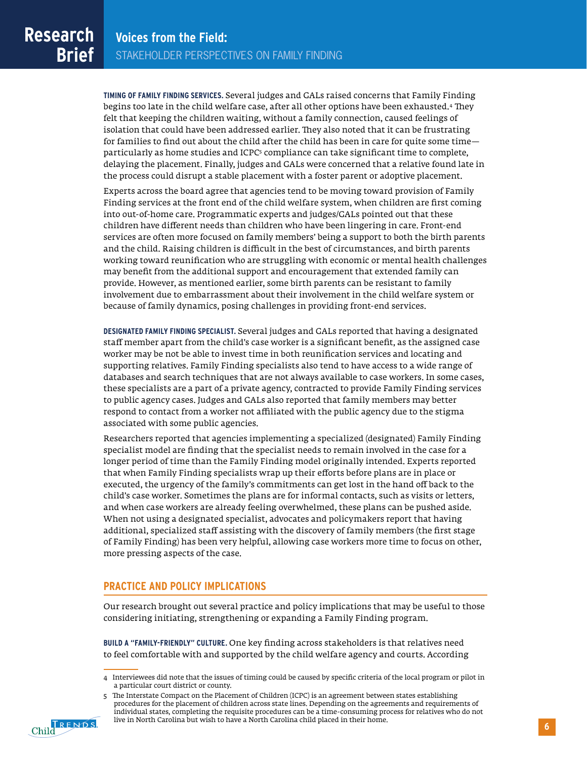**TIMING OF FAMILY FINDING SERVICES.** Several judges and GALs raised concerns that Family Finding begins too late in the child welfare case, after all other options have been exhausted.[4] They felt that keeping the children waiting, without a family connection, caused feelings of isolation that could have been addressed earlier. They also noted that it can be frustrating for families to find out about the child after the child has been in care for quite some time—particularly as home studies and ICPC[5] compliance can take significant time to complete, delaying the placement. Finally, judges and GALs were concerned that a relative found late in the process could disrupt a stable placement with a foster parent or adoptive placement.

Experts across the board agree that agencies tend to be moving toward provision of Family Finding services at the front end of the child welfare system, when children are first coming into out-of-home care. Programmatic experts and judges/GALs pointed out that these children have different needs than children who have been lingering in care. Front-end services are often more focused on family members' being a support to both the birth parents and the child. Raising children is difficult in the best of circumstances, and birth parents working toward reunification who are struggling with economic or mental health challenges may benefit from the additional support and encouragement that extended family can provide. However, as mentioned earlier, some birth parents can be resistant to family involvement due to embarrassment about their involvement in the child welfare system or because of family dynamics, posing challenges in providing front-end services.

**DESIGNATED FAMILY FINDING SPECIALIST.** Several judges and GALs reported that having a designated staff member apart from the child's case worker is a significant benefit, as the assigned case worker may be not be able to invest time in both reunification services and locating and supporting relatives. Family Finding specialists also tend to have access to a wide range of databases and search techniques that are not always available to case workers. In some cases, these specialists are a part of a private agency, contracted to provide Family Finding services to public agency cases. Judges and GALs also reported that family members may better respond to contact from a worker not affiliated with the public agency due to the stigma associated with some public agencies.

Researchers reported that agencies implementing a specialized (designated) Family Finding specialist model are finding that the specialist needs to remain involved in the case for a longer period of time than the Family Finding model originally intended. Experts reported that when Family Finding specialists wrap up their efforts before plans are in place or executed, the urgency of the family's commitments can get lost in the hand off back to the child's case worker. Sometimes the plans are for informal contacts, such as visits or letters, and when case workers are already feeling overwhelmed, these plans can be pushed aside. When not using a designated specialist, advocates and policymakers report that having additional, specialized staff assisting with the discovery of family members (the first stage of Family Finding) has been very helpful, allowing case workers more time to focus on other, more pressing aspects of the case.

## PRACTICE AND POLICY IMPLICATIONS

Our research brought out several practice and policy implications that may be useful to those considering initiating, strengthening or expanding a Family Finding program.

**BUILD A "FAMILY-FRIENDLY" CULTURE.** One key finding across stakeholders is that relatives need to feel comfortable with and supported by the child welfare agency and courts. According

---

[4] Interviewees did note that the issues of timing could be caused by specific criteria of the local program or pilot in a particular court district or county.

[5] The Interstate Compact on the Placement of Children (ICPC) is an agreement between states establishing procedures for the placement of children across state lines. Depending on the agreements and requirements of individual states, completing the requisite procedures can be a time-consuming process for relatives who do not live in North Carolina but wish to have a North Carolina child placed in their home.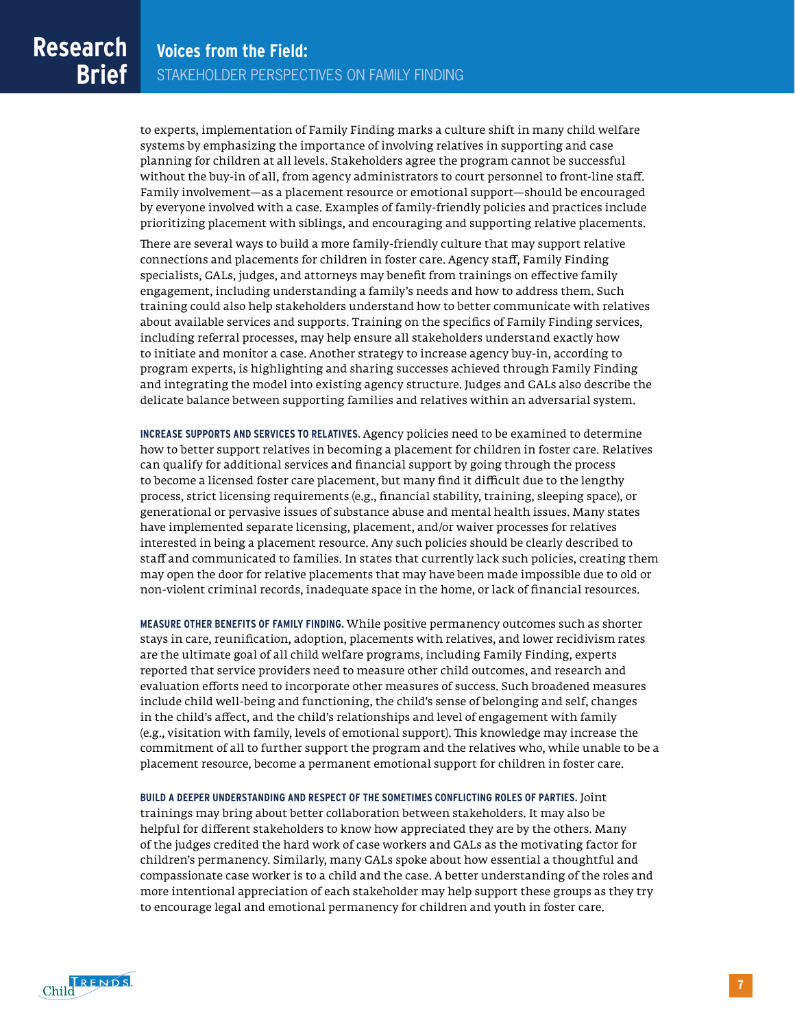to experts, implementation of Family Finding marks a culture shift in many child welfare systems by emphasizing the importance of involving relatives in supporting and case planning for children at all levels. Stakeholders agree the program cannot be successful without the buy-in of all, from agency administrators to court personnel to front-line staff. Family involvement—as a placement resource or emotional support—should be encouraged by everyone involved with a case. Examples of family-friendly policies and practices include prioritizing placement with siblings, and encouraging and supporting relative placements.

There are several ways to build a more family-friendly culture that may support relative connections and placements for children in foster care. Agency staff, Family Finding specialists, GALs, judges, and attorneys may benefit from trainings on effective family engagement, including understanding a family's needs and how to address them. Such training could also help stakeholders understand how to better communicate with relatives about available services and supports. Training on the specifics of Family Finding services, including referral processes, may help ensure all stakeholders understand exactly how to initiate and monitor a case. Another strategy to increase agency buy-in, according to program experts, is highlighting and sharing successes achieved through Family Finding and integrating the model into existing agency structure. Judges and GALs also describe the delicate balance between supporting families and relatives within an adversarial system.

**INCREASE SUPPORTS AND SERVICES TO RELATIVES.** Agency policies need to be examined to determine how to better support relatives in becoming a placement for children in foster care. Relatives can qualify for additional services and financial support by going through the process to become a licensed foster care placement, but many find it difficult due to the lengthy process, strict licensing requirements (e.g., financial stability, training, sleeping space), or generational or pervasive issues of substance abuse and mental health issues. Many states have implemented separate licensing, placement, and/or waiver processes for relatives interested in being a placement resource. Any such policies should be clearly described to staff and communicated to families. In states that currently lack such policies, creating them may open the door for relative placements that may have been made impossible due to old or non-violent criminal records, inadequate space in the home, or lack of financial resources.

**MEASURE OTHER BENEFITS OF FAMILY FINDING.** While positive permanency outcomes such as shorter stays in care, reunification, adoption, placements with relatives, and lower recidivism rates are the ultimate goal of all child welfare programs, including Family Finding, experts reported that service providers need to measure other child outcomes, and research and evaluation efforts need to incorporate other measures of success. Such broadened measures include child well-being and functioning, the child's sense of belonging and self, changes in the child's affect, and the child's relationships and level of engagement with family (e.g., visitation with family, levels of emotional support). This knowledge may increase the commitment of all to further support the program and the relatives who, while unable to be a placement resource, become a permanent emotional support for children in foster care.

**BUILD A DEEPER UNDERSTANDING AND RESPECT OF THE SOMETIMES CONFLICTING ROLES OF PARTIES.** Joint trainings may bring about better collaboration between stakeholders. It may also be helpful for different stakeholders to know how appreciated they are by the others. Many of the judges credited the hard work of case workers and GALs as the motivating factor for children's permanency. Similarly, many GALs spoke about how essential a thoughtful and compassionate case worker is to a child and the case. A better understanding of the roles and more intentional appreciation of each stakeholder may help support these groups as they try to encourage legal and emotional permanency for children and youth in foster care.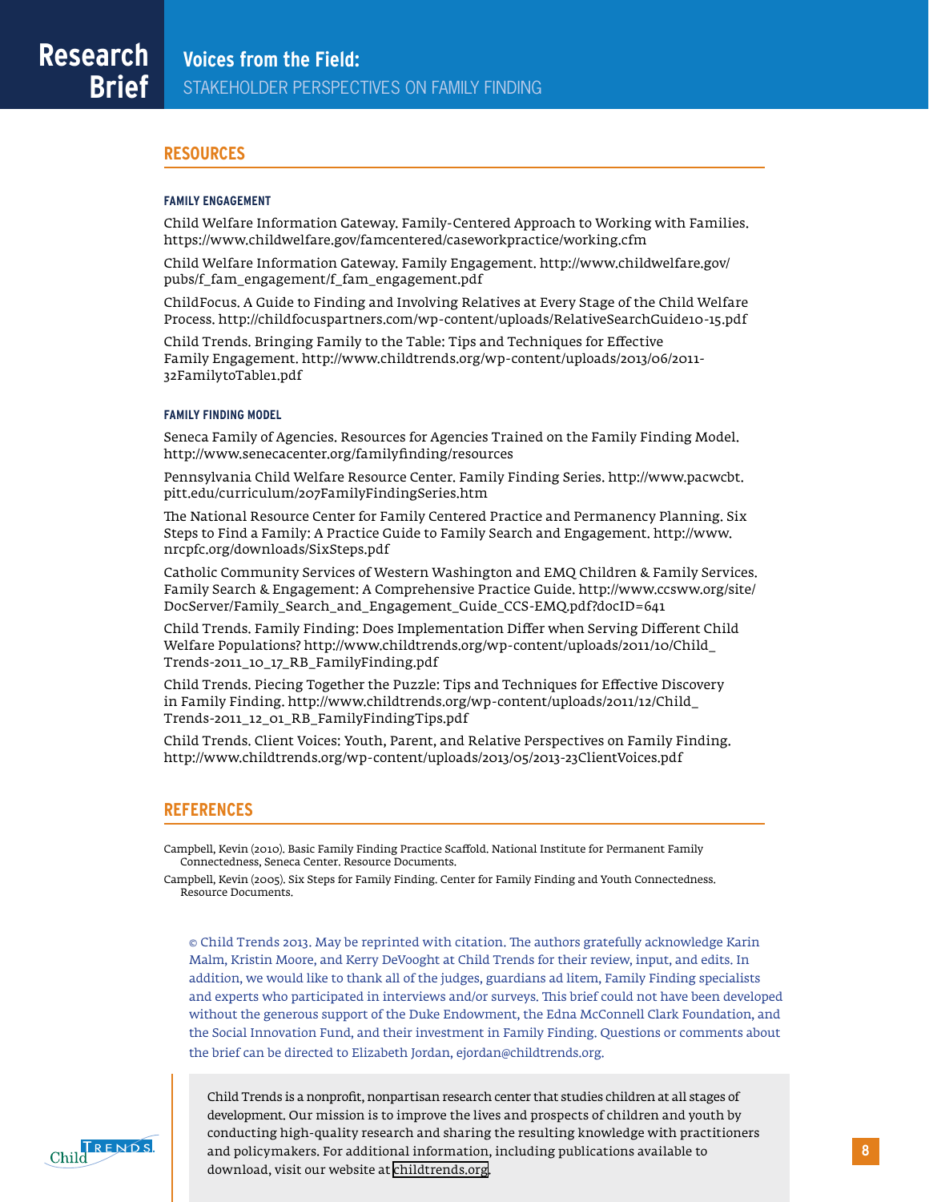## RESOURCES

### FAMILY ENGAGEMENT

Child Welfare Information Gateway. Family-Centered Approach to Working with Families. https://www.childwelfare.gov/famcentered/caseworkpractice/working.cfm

Child Welfare Information Gateway. Family Engagement. http://www.childwelfare.gov/pubs/f_fam_engagement/f_fam_engagement.pdf

ChildFocus. A Guide to Finding and Involving Relatives at Every Stage of the Child Welfare Process. http://childfocuspartners.com/wp-content/uploads/RelativeSearchGuide10-15.pdf

Child Trends. Bringing Family to the Table: Tips and Techniques for Effective Family Engagement. http://www.childtrends.org/wp-content/uploads/2013/06/2011-32FamilytoTable1.pdf

### FAMILY FINDING MODEL

Seneca Family of Agencies. Resources for Agencies Trained on the Family Finding Model. http://www.senecacenter.org/familyfinding/resources

Pennsylvania Child Welfare Resource Center. Family Finding Series. http://www.pacwcbt.pitt.edu/curriculum/207FamilyFindingSeries.htm

The National Resource Center for Family Centered Practice and Permanency Planning. Six Steps to Find a Family: A Practice Guide to Family Search and Engagement. http://www.nrcpfc.org/downloads/SixSteps.pdf

Catholic Community Services of Western Washington and EMQ Children & Family Services. Family Search & Engagement: A Comprehensive Practice Guide. http://www.ccsww.org/site/DocServer/Family_Search_and_Engagement_Guide_CCS-EMQ.pdf?docID=641

Child Trends. Family Finding: Does Implementation Differ when Serving Different Child Welfare Populations? http://www.childtrends.org/wp-content/uploads/2011/10/Child_Trends-2011_10_17_RB_FamilyFinding.pdf

Child Trends. Piecing Together the Puzzle: Tips and Techniques for Effective Discovery in Family Finding. http://www.childtrends.org/wp-content/uploads/2011/12/Child_Trends-2011_12_01_RB_FamilyFindingTips.pdf

Child Trends. Client Voices: Youth, Parent, and Relative Perspectives on Family Finding. http://www.childtrends.org/wp-content/uploads/2013/05/2013-23ClientVoices.pdf

## REFERENCES

Campbell, Kevin (2010). Basic Family Finding Practice Scaffold. National Institute for Permanent Family Connectedness, Seneca Center. Resource Documents.

Campbell, Kevin (2005). Six Steps for Family Finding. Center for Family Finding and Youth Connectedness. Resource Documents.

© Child Trends 2013. May be reprinted with citation. The authors gratefully acknowledge Karin Malm, Kristin Moore, and Kerry DeVooght at Child Trends for their review, input, and edits. In addition, we would like to thank all of the judges, guardians ad litem, Family Finding specialists and experts who participated in interviews and/or surveys. This brief could not have been developed without the generous support of the Duke Endowment, the Edna McConnell Clark Foundation, and the Social Innovation Fund, and their investment in Family Finding. Questions or comments about the brief can be directed to Elizabeth Jordan, ejordan@childtrends.org.

Child Trends is a nonprofit, nonpartisan research center that studies children at all stages of development. Our mission is to improve the lives and prospects of children and youth by conducting high-quality research and sharing the resulting knowledge with practitioners and policymakers. For additional information, including publications available to download, visit our website at childtrends.org.